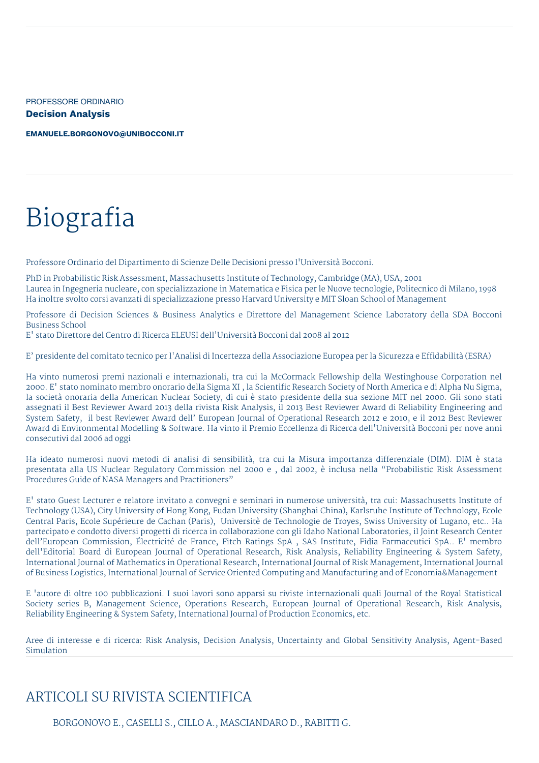PROFESSORE ORDINARIO

**Decision Analysis**

**EMANUELE.BORGONOVO@UNIBOCCONI.IT**

# Biografia

Professore Ordinario del Dipartimento di Scienze Delle Decisioni presso l'Università Bocconi.

PhD in Probabilistic Risk Assessment, Massachusetts Institute of Technology, Cambridge (MA), USA, 2001
Laurea in Ingegneria nucleare, con specializzazione in Matematica e Fisica per le Nuove tecnologie, Politecnico di Milano, 1998
Ha inoltre svolto corsi avanzati di specializzazione presso Harvard University e MIT Sloan School of Management

Professore di Decision Sciences & Business Analytics e Direttore del Management Science Laboratory della SDA Bocconi Business School
E' stato Direttore del Centro di Ricerca ELEUSI dell'Università Bocconi dal 2008 al 2012

E' presidente del comitato tecnico per l'Analisi di Incertezza della Associazione Europea per la Sicurezza e Effidabilità (ESRA)

Ha vinto numerosi premi nazionali e internazionali, tra cui la McCormack Fellowship della Westinghouse Corporation nel 2000. E' stato nominato membro onorario della Sigma XI , la Scientific Research Society of North America e di Alpha Nu Sigma, la società onoraria della American Nuclear Society, di cui è stato presidente della sua sezione MIT nel 2000. Gli sono stati assegnati il Best Reviewer Award 2013 della rivista Risk Analysis, il 2013 Best Reviewer Award di Reliability Engineering and System Safety, il best Reviewer Award dell' European Journal of Operational Research 2012 e 2010, e il 2012 Best Reviewer Award of Environmental Modelling & Software. Ha vinto il Premio Eccellenza di Ricerca dell'Università Bocconi per nove anni consecutivi dal 2006 ad oggi

Ha ideato numerosi nuovi metodi di analisi di sensibilità, tra cui la Misura importanza differenziale (DIM). DIM è stata presentata alla US Nuclear Regulatory Commission nel 2000 e , dal 2002, è inclusa nella "Probabilistic Risk Assessment Procedures Guide of NASA Managers and Practitioners"

E' stato Guest Lecturer e relatore invitato a convegni e seminari in numerose università, tra cui: Massachusetts Institute of Technology (USA), City University of Hong Kong, Fudan University (Shanghai China), Karlsruhe Institute of Technology, Ecole Central Paris, Ecole Supérieure de Cachan (Paris), Universitè de Technologie de Troyes, Swiss University of Lugano, etc.. Ha partecipato e condotto diversi progetti di ricerca in collaborazione con gli Idaho National Laboratories, il Joint Research Center dell'European Commission, Électricité de France, Fitch Ratings SpA , SAS Institute, Fidia Farmaceutici SpA.. E' membro dell'Editorial Board di European Journal of Operational Research, Risk Analysis, Reliability Engineering & System Safety, International Journal of Mathematics in Operational Research, International Journal of Risk Management, International Journal of Business Logistics, International Journal of Service Oriented Computing and Manufacturing and of Economia&Management

E 'autore di oltre 100 pubblicazioni. I suoi lavori sono apparsi su riviste internazionali quali Journal of the Royal Statistical Society series B, Management Science, Operations Research, European Journal of Operational Research, Risk Analysis, Reliability Engineering & System Safety, International Journal of Production Economics, etc.

Aree di interesse e di ricerca: Risk Analysis, Decision Analysis, Uncertainty and Global Sensitivity Analysis, Agent-Based Simulation

## ARTICOLI SU RIVISTA SCIENTIFICA

BORGONOVO E., CASELLI S., CILLO A., MASCIANDARO D., RABITTI G.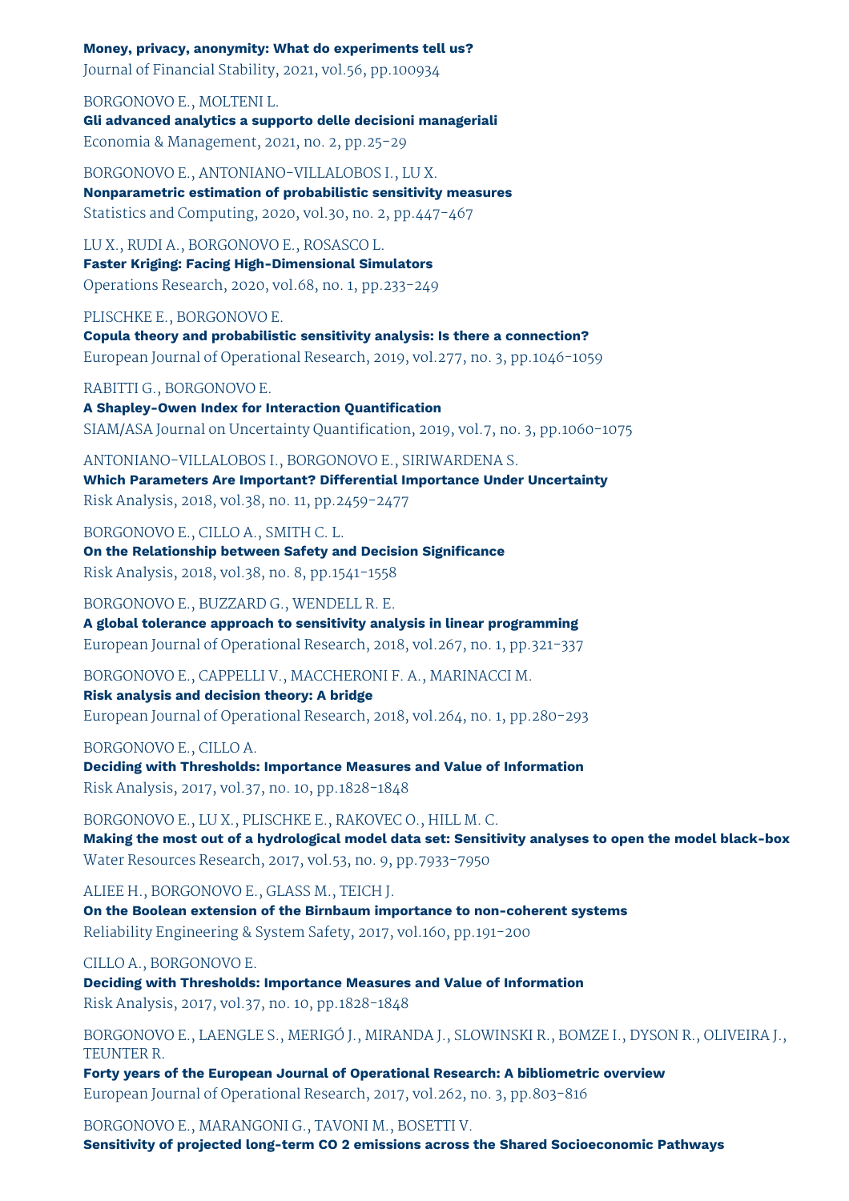**Money, privacy, anonymity: What do experiments tell us?**
Journal of Financial Stability, 2021, vol.56, pp.100934

BORGONOVO E., MOLTENI L.
**Gli advanced analytics a supporto delle decisioni manageriali**
Economia & Management, 2021, no. 2, pp.25-29

BORGONOVO E., ANTONIANO-VILLALOBOS I., LU X.
**Nonparametric estimation of probabilistic sensitivity measures**
Statistics and Computing, 2020, vol.30, no. 2, pp.447-467

LU X., RUDI A., BORGONOVO E., ROSASCO L.
**Faster Kriging: Facing High-Dimensional Simulators**
Operations Research, 2020, vol.68, no. 1, pp.233-249

PLISCHKE E., BORGONOVO E.
**Copula theory and probabilistic sensitivity analysis: Is there a connection?**
European Journal of Operational Research, 2019, vol.277, no. 3, pp.1046-1059

RABITTI G., BORGONOVO E.
**A Shapley-Owen Index for Interaction Quantification**
SIAM/ASA Journal on Uncertainty Quantification, 2019, vol.7, no. 3, pp.1060-1075

ANTONIANO-VILLALOBOS I., BORGONOVO E., SIRIWARDENA S.
**Which Parameters Are Important? Differential Importance Under Uncertainty**
Risk Analysis, 2018, vol.38, no. 11, pp.2459-2477

BORGONOVO E., CILLO A., SMITH C. L.
**On the Relationship between Safety and Decision Significance**
Risk Analysis, 2018, vol.38, no. 8, pp.1541-1558

BORGONOVO E., BUZZARD G., WENDELL R. E.
**A global tolerance approach to sensitivity analysis in linear programming**
European Journal of Operational Research, 2018, vol.267, no. 1, pp.321-337

BORGONOVO E., CAPPELLI V., MACCHERONI F. A., MARINACCI M.
**Risk analysis and decision theory: A bridge**
European Journal of Operational Research, 2018, vol.264, no. 1, pp.280-293

BORGONOVO E., CILLO A.
**Deciding with Thresholds: Importance Measures and Value of Information**
Risk Analysis, 2017, vol.37, no. 10, pp.1828-1848

BORGONOVO E., LU X., PLISCHKE E., RAKOVEC O., HILL M. C.
**Making the most out of a hydrological model data set: Sensitivity analyses to open the model black-box**
Water Resources Research, 2017, vol.53, no. 9, pp.7933-7950

ALIEE H., BORGONOVO E., GLASS M., TEICH J.
**On the Boolean extension of the Birnbaum importance to non-coherent systems**
Reliability Engineering & System Safety, 2017, vol.160, pp.191-200

CILLO A., BORGONOVO E.
**Deciding with Thresholds: Importance Measures and Value of Information**
Risk Analysis, 2017, vol.37, no. 10, pp.1828-1848

BORGONOVO E., LAENGLE S., MERIGÓ J., MIRANDA J., SLOWINSKI R., BOMZE I., DYSON R., OLIVEIRA J., TEUNTER R.
**Forty years of the European Journal of Operational Research: A bibliometric overview**
European Journal of Operational Research, 2017, vol.262, no. 3, pp.803-816

BORGONOVO E., MARANGONI G., TAVONI M., BOSETTI V.
**Sensitivity of projected long-term CO 2 emissions across the Shared Socioeconomic Pathways**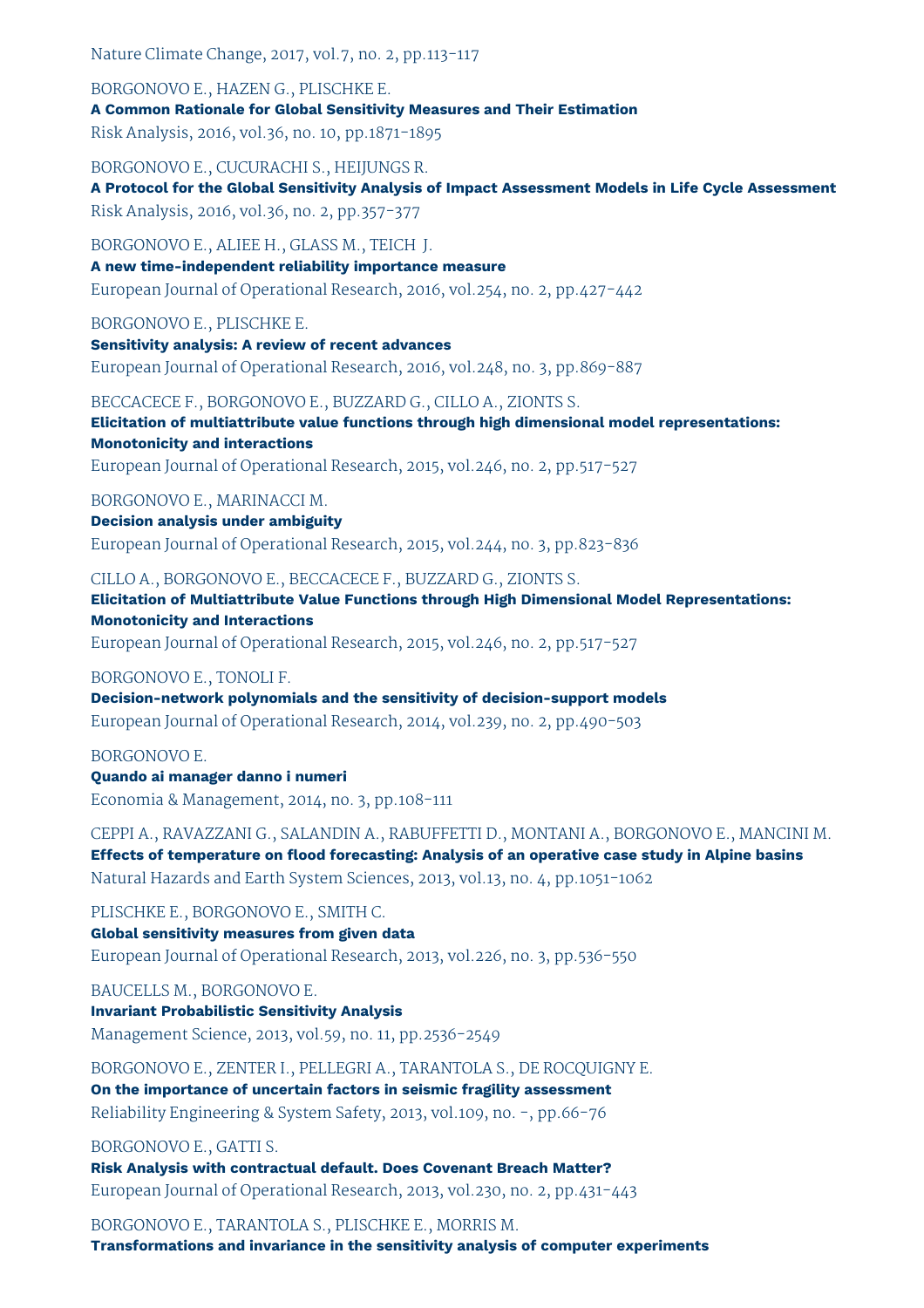Nature Climate Change, 2017, vol.7, no. 2, pp.113-117

BORGONOVO E., HAZEN G., PLISCHKE E.
**A Common Rationale for Global Sensitivity Measures and Their Estimation**
Risk Analysis, 2016, vol.36, no. 10, pp.1871-1895

BORGONOVO E., CUCURACHI S., HEIJUNGS R.
**A Protocol for the Global Sensitivity Analysis of Impact Assessment Models in Life Cycle Assessment**
Risk Analysis, 2016, vol.36, no. 2, pp.357-377

BORGONOVO E., ALIEE H., GLASS M., TEICH J.
**A new time-independent reliability importance measure**
European Journal of Operational Research, 2016, vol.254, no. 2, pp.427-442

BORGONOVO E., PLISCHKE E.
**Sensitivity analysis: A review of recent advances**
European Journal of Operational Research, 2016, vol.248, no. 3, pp.869-887

BECCACECE F., BORGONOVO E., BUZZARD G., CILLO A., ZIONTS S.
**Elicitation of multiattribute value functions through high dimensional model representations: Monotonicity and interactions**
European Journal of Operational Research, 2015, vol.246, no. 2, pp.517-527

BORGONOVO E., MARINACCI M.
**Decision analysis under ambiguity**
European Journal of Operational Research, 2015, vol.244, no. 3, pp.823-836

CILLO A., BORGONOVO E., BECCACECE F., BUZZARD G., ZIONTS S.
**Elicitation of Multiattribute Value Functions through High Dimensional Model Representations: Monotonicity and Interactions**
European Journal of Operational Research, 2015, vol.246, no. 2, pp.517-527

BORGONOVO E., TONOLI F.
**Decision-network polynomials and the sensitivity of decision-support models**
European Journal of Operational Research, 2014, vol.239, no. 2, pp.490-503

BORGONOVO E.
**Quando ai manager danno i numeri**
Economia & Management, 2014, no. 3, pp.108-111

CEPPI A., RAVAZZANI G., SALANDIN A., RABUFFETTI D., MONTANI A., BORGONOVO E., MANCINI M.
**Effects of temperature on flood forecasting: Analysis of an operative case study in Alpine basins**
Natural Hazards and Earth System Sciences, 2013, vol.13, no. 4, pp.1051-1062

PLISCHKE E., BORGONOVO E., SMITH C.
**Global sensitivity measures from given data**
European Journal of Operational Research, 2013, vol.226, no. 3, pp.536-550

BAUCELLS M., BORGONOVO E.
**Invariant Probabilistic Sensitivity Analysis**
Management Science, 2013, vol.59, no. 11, pp.2536-2549

BORGONOVO E., ZENTER I., PELLEGRI A., TARANTOLA S., DE ROCQUIGNY E.
**On the importance of uncertain factors in seismic fragility assessment**
Reliability Engineering & System Safety, 2013, vol.109, no. -, pp.66-76

BORGONOVO E., GATTI S.
**Risk Analysis with contractual default. Does Covenant Breach Matter?**
European Journal of Operational Research, 2013, vol.230, no. 2, pp.431-443

BORGONOVO E., TARANTOLA S., PLISCHKE E., MORRIS M.
**Transformations and invariance in the sensitivity analysis of computer experiments**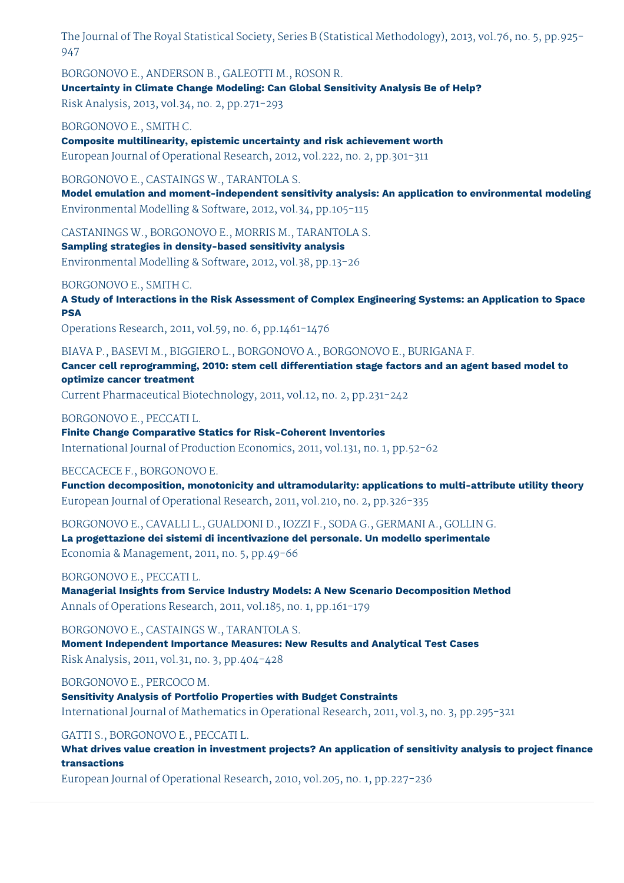The Journal of The Royal Statistical Society, Series B (Statistical Methodology), 2013, vol.76, no. 5, pp.925-947

BORGONOVO E., ANDERSON B., GALEOTTI M., ROSON R.
**Uncertainty in Climate Change Modeling: Can Global Sensitivity Analysis Be of Help?**
Risk Analysis, 2013, vol.34, no. 2, pp.271-293

BORGONOVO E., SMITH C.
**Composite multilinearity, epistemic uncertainty and risk achievement worth**
European Journal of Operational Research, 2012, vol.222, no. 2, pp.301-311

BORGONOVO E., CASTAINGS W., TARANTOLA S.
**Model emulation and moment-independent sensitivity analysis: An application to environmental modeling**
Environmental Modelling & Software, 2012, vol.34, pp.105-115

CASTANINGS W., BORGONOVO E., MORRIS M., TARANTOLA S.
**Sampling strategies in density-based sensitivity analysis**
Environmental Modelling & Software, 2012, vol.38, pp.13-26

BORGONOVO E., SMITH C.
**A Study of Interactions in the Risk Assessment of Complex Engineering Systems: an Application to Space PSA**
Operations Research, 2011, vol.59, no. 6, pp.1461-1476

BIAVA P., BASEVI M., BIGGIERO L., BORGONOVO A., BORGONOVO E., BURIGANA F.
**Cancer cell reprogramming, 2010: stem cell differentiation stage factors and an agent based model to optimize cancer treatment**
Current Pharmaceutical Biotechnology, 2011, vol.12, no. 2, pp.231-242

BORGONOVO E., PECCATI L.
**Finite Change Comparative Statics for Risk-Coherent Inventories**
International Journal of Production Economics, 2011, vol.131, no. 1, pp.52-62

BECCACECE F., BORGONOVO E.
**Function decomposition, monotonicity and ultramodularity: applications to multi-attribute utility theory**
European Journal of Operational Research, 2011, vol.210, no. 2, pp.326-335

BORGONOVO E., CAVALLI L., GUALDONI D., IOZZI F., SODA G., GERMANI A., GOLLIN G.
**La progettazione dei sistemi di incentivazione del personale. Un modello sperimentale**
Economia & Management, 2011, no. 5, pp.49-66

BORGONOVO E., PECCATI L.
**Managerial Insights from Service Industry Models: A New Scenario Decomposition Method**
Annals of Operations Research, 2011, vol.185, no. 1, pp.161-179

BORGONOVO E., CASTAINGS W., TARANTOLA S.
**Moment Independent Importance Measures: New Results and Analytical Test Cases**
Risk Analysis, 2011, vol.31, no. 3, pp.404-428

BORGONOVO E., PERCOCO M.
**Sensitivity Analysis of Portfolio Properties with Budget Constraints**
International Journal of Mathematics in Operational Research, 2011, vol.3, no. 3, pp.295-321

GATTI S., BORGONOVO E., PECCATI L.
**What drives value creation in investment projects? An application of sensitivity analysis to project finance transactions**
European Journal of Operational Research, 2010, vol.205, no. 1, pp.227-236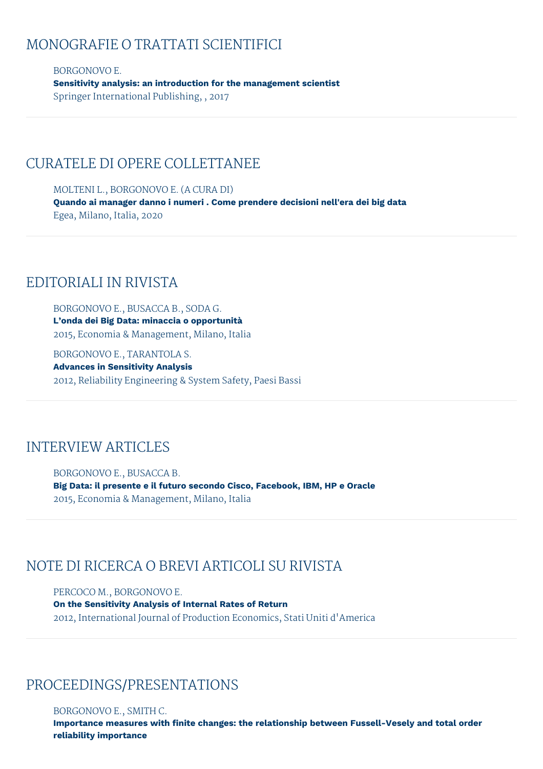## MONOGRAFIE O TRATTATI SCIENTIFICI

BORGONOVO E.
**Sensitivity analysis: an introduction for the management scientist**
Springer International Publishing, , 2017

---

## CURATELE DI OPERE COLLETTANEE

MOLTENI L., BORGONOVO E. (A CURA DI)
**Quando ai manager danno i numeri . Come prendere decisioni nell'era dei big data**
Egea, Milano, Italia, 2020

---

## EDITORIALI IN RIVISTA

BORGONOVO E., BUSACCA B., SODA G.
**L'onda dei Big Data: minaccia o opportunità**
2015, Economia & Management, Milano, Italia

BORGONOVO E., TARANTOLA S.
**Advances in Sensitivity Analysis**
2012, Reliability Engineering & System Safety, Paesi Bassi

---

## INTERVIEW ARTICLES

BORGONOVO E., BUSACCA B.
**Big Data: il presente e il futuro secondo Cisco, Facebook, IBM, HP e Oracle**
2015, Economia & Management, Milano, Italia

---

## NOTE DI RICERCA O BREVI ARTICOLI SU RIVISTA

PERCOCO M., BORGONOVO E.
**On the Sensitivity Analysis of Internal Rates of Return**
2012, International Journal of Production Economics, Stati Uniti d'America

---

## PROCEEDINGS/PRESENTATIONS

BORGONOVO E., SMITH C.
**Importance measures with finite changes: the relationship between Fussell-Vesely and total order reliability importance**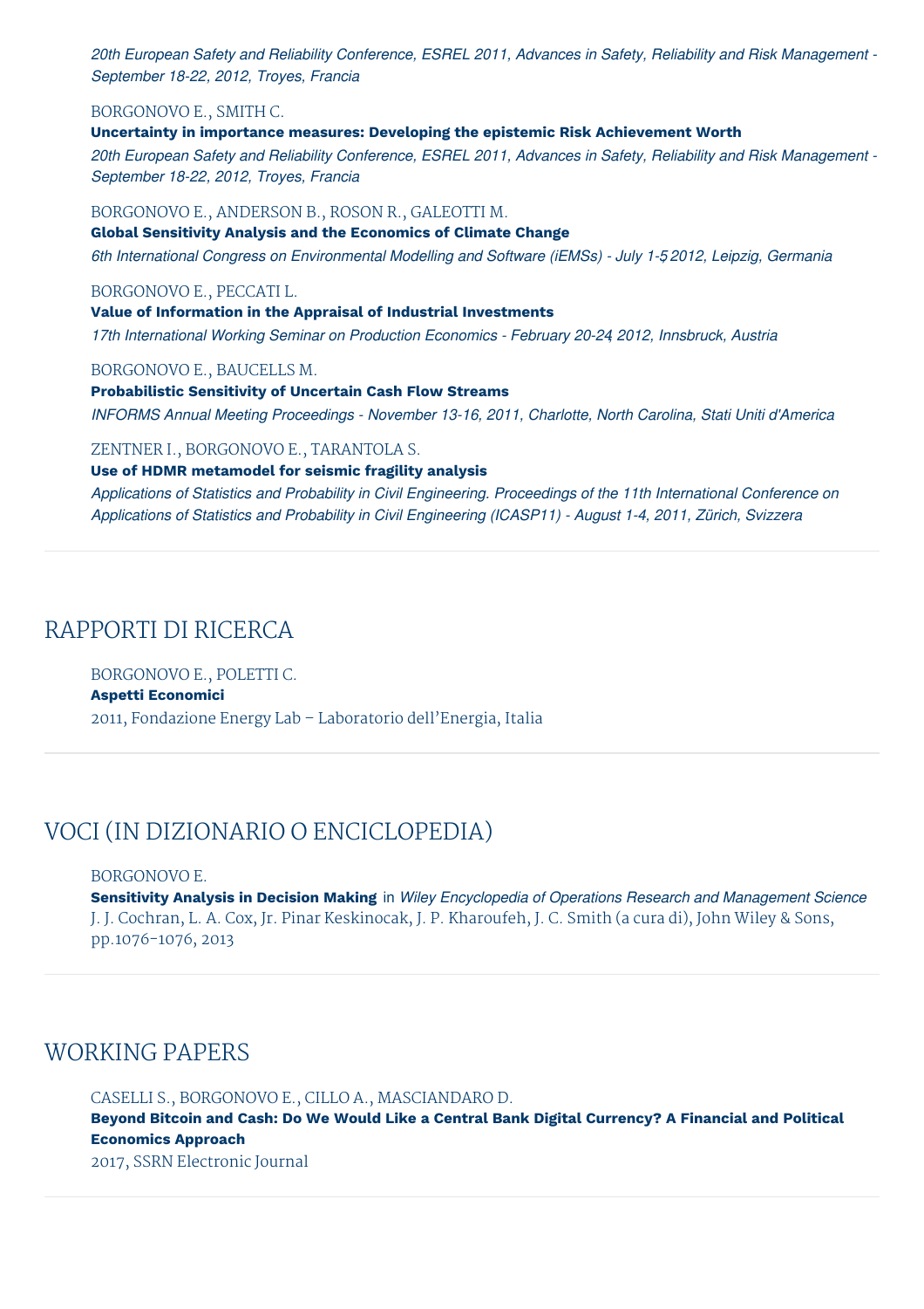*20th European Safety and Reliability Conference, ESREL 2011, Advances in Safety, Reliability and Risk Management - September 18-22, 2012, Troyes, Francia*

BORGONOVO E., SMITH C.
**Uncertainty in importance measures: Developing the epistemic Risk Achievement Worth**
*20th European Safety and Reliability Conference, ESREL 2011, Advances in Safety, Reliability and Risk Management - September 18-22, 2012, Troyes, Francia*

BORGONOVO E., ANDERSON B., ROSON R., GALEOTTI M.
**Global Sensitivity Analysis and the Economics of Climate Change**
*6th International Congress on Environmental Modelling and Software (iEMSs) - July 1-5 2012, Leipzig, Germania*

BORGONOVO E., PECCATI L.
**Value of Information in the Appraisal of Industrial Investments**
*17th International Working Seminar on Production Economics - February 20-24 2012, Innsbruck, Austria*

BORGONOVO E., BAUCELLS M.
**Probabilistic Sensitivity of Uncertain Cash Flow Streams**
*INFORMS Annual Meeting Proceedings - November 13-16, 2011, Charlotte, North Carolina, Stati Uniti d'America*

ZENTNER I., BORGONOVO E., TARANTOLA S.
**Use of HDMR metamodel for seismic fragility analysis**
*Applications of Statistics and Probability in Civil Engineering. Proceedings of the 11th International Conference on Applications of Statistics and Probability in Civil Engineering (ICASP11) - August 1-4, 2011, Zürich, Svizzera*

## RAPPORTI DI RICERCA

BORGONOVO E., POLETTI C.
**Aspetti Economici**
2011, Fondazione Energy Lab – Laboratorio dell'Energia, Italia

## VOCI (IN DIZIONARIO O ENCICLOPEDIA)

BORGONOVO E.
**Sensitivity Analysis in Decision Making** in *Wiley Encyclopedia of Operations Research and Management Science*
J. J. Cochran, L. A. Cox, Jr. Pinar Keskinocak, J. P. Kharoufeh, J. C. Smith (a cura di), John Wiley & Sons, pp.1076-1076, 2013

## WORKING PAPERS

CASELLI S., BORGONOVO E., CILLO A., MASCIANDARO D.
**Beyond Bitcoin and Cash: Do We Would Like a Central Bank Digital Currency? A Financial and Political Economics Approach**
2017, SSRN Electronic Journal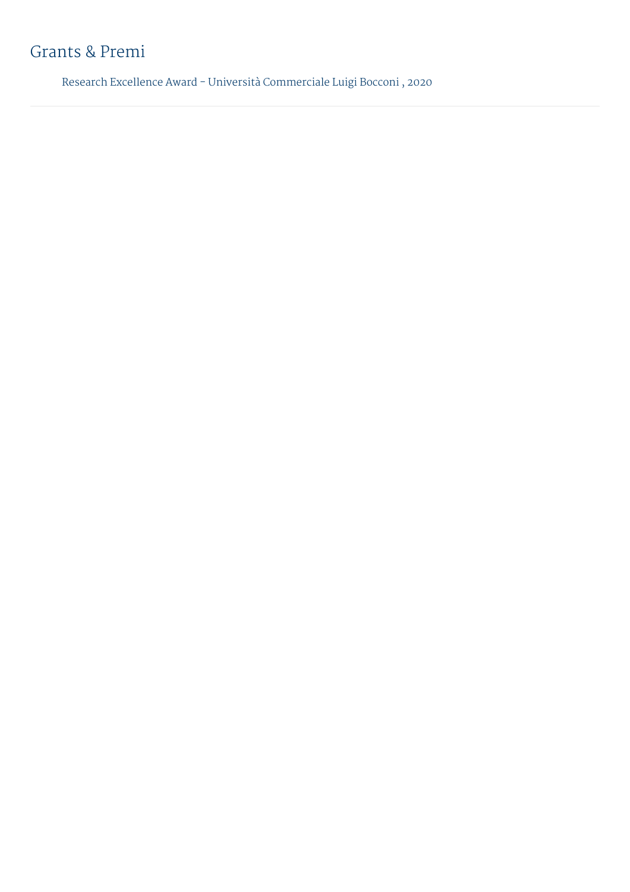## Grants & Premi

Research Excellence Award - Università Commerciale Luigi Bocconi , 2020